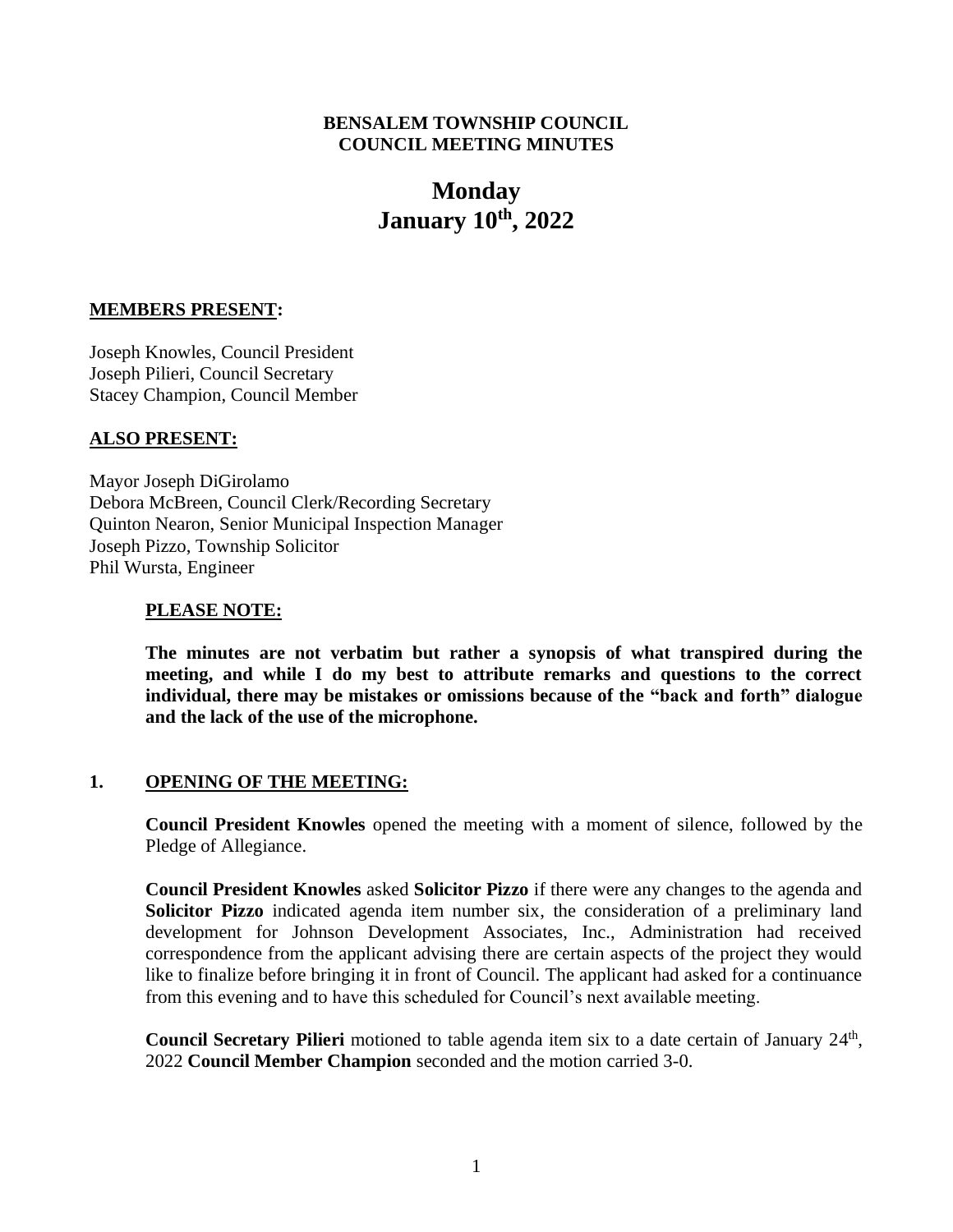**BENSALEM TOWNSHIP COUNCIL**
**COUNCIL MEETING MINUTES**

# Monday
# January 10th, 2022

**MEMBERS PRESENT:**

Joseph Knowles, Council President
Joseph Pilieri, Council Secretary
Stacey Champion, Council Member

**ALSO PRESENT:**

Mayor Joseph DiGirolamo
Debora McBreen, Council Clerk/Recording Secretary
Quinton Nearon, Senior Municipal Inspection Manager
Joseph Pizzo, Township Solicitor
Phil Wursta, Engineer

**PLEASE NOTE:**

**The minutes are not verbatim but rather a synopsis of what transpired during the meeting, and while I do my best to attribute remarks and questions to the correct individual, there may be mistakes or omissions because of the "back and forth" dialogue and the lack of the use of the microphone.**

## 1. OPENING OF THE MEETING:

**Council President Knowles** opened the meeting with a moment of silence, followed by the Pledge of Allegiance.

**Council President Knowles** asked **Solicitor Pizzo** if there were any changes to the agenda and **Solicitor Pizzo** indicated agenda item number six, the consideration of a preliminary land development for Johnson Development Associates, Inc., Administration had received correspondence from the applicant advising there are certain aspects of the project they would like to finalize before bringing it in front of Council. The applicant had asked for a continuance from this evening and to have this scheduled for Council's next available meeting.

**Council Secretary Pilieri** motioned to table agenda item six to a date certain of January 24th, 2022 **Council Member Champion** seconded and the motion carried 3-0.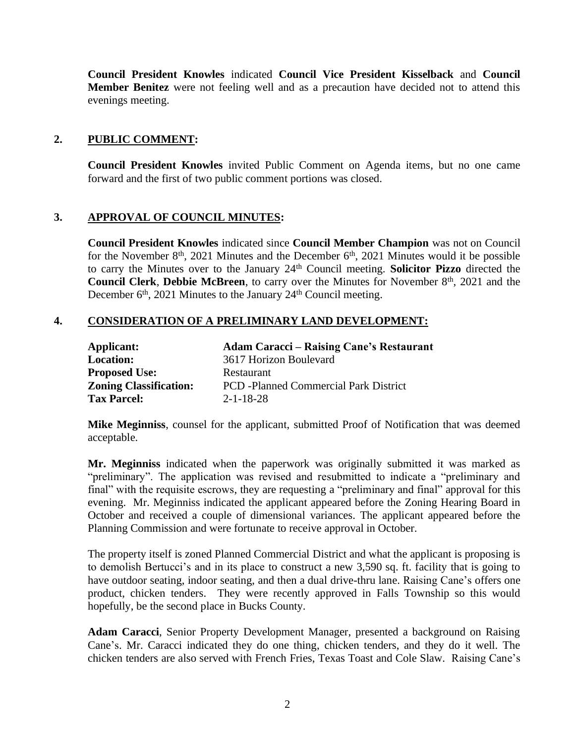**Council President Knowles** indicated **Council Vice President Kisselback** and **Council Member Benitez** were not feeling well and as a precaution have decided not to attend this evenings meeting.

## 2. PUBLIC COMMENT:

**Council President Knowles** invited Public Comment on Agenda items, but no one came forward and the first of two public comment portions was closed.

## 3. APPROVAL OF COUNCIL MINUTES:

**Council President Knowles** indicated since **Council Member Champion** was not on Council for the November 8th, 2021 Minutes and the December 6th, 2021 Minutes would it be possible to carry the Minutes over to the January 24th Council meeting. **Solicitor Pizzo** directed the **Council Clerk**, **Debbie McBreen**, to carry over the Minutes for November 8th, 2021 and the December 6th, 2021 Minutes to the January 24th Council meeting.

## 4. CONSIDERATION OF A PRELIMINARY LAND DEVELOPMENT:

| | |
|---|---|
| **Applicant:** | **Adam Caracci – Raising Cane's Restaurant** |
| **Location:** | 3617 Horizon Boulevard |
| **Proposed Use:** | Restaurant |
| **Zoning Classification:** | PCD -Planned Commercial Park District |
| **Tax Parcel:** | 2-1-18-28 |

**Mike Meginniss**, counsel for the applicant, submitted Proof of Notification that was deemed acceptable.

**Mr. Meginniss** indicated when the paperwork was originally submitted it was marked as "preliminary". The application was revised and resubmitted to indicate a "preliminary and final" with the requisite escrows, they are requesting a "preliminary and final" approval for this evening. Mr. Meginniss indicated the applicant appeared before the Zoning Hearing Board in October and received a couple of dimensional variances. The applicant appeared before the Planning Commission and were fortunate to receive approval in October.

The property itself is zoned Planned Commercial District and what the applicant is proposing is to demolish Bertucci's and in its place to construct a new 3,590 sq. ft. facility that is going to have outdoor seating, indoor seating, and then a dual drive-thru lane. Raising Cane's offers one product, chicken tenders. They were recently approved in Falls Township so this would hopefully, be the second place in Bucks County.

**Adam Caracci**, Senior Property Development Manager, presented a background on Raising Cane's. Mr. Caracci indicated they do one thing, chicken tenders, and they do it well. The chicken tenders are also served with French Fries, Texas Toast and Cole Slaw. Raising Cane's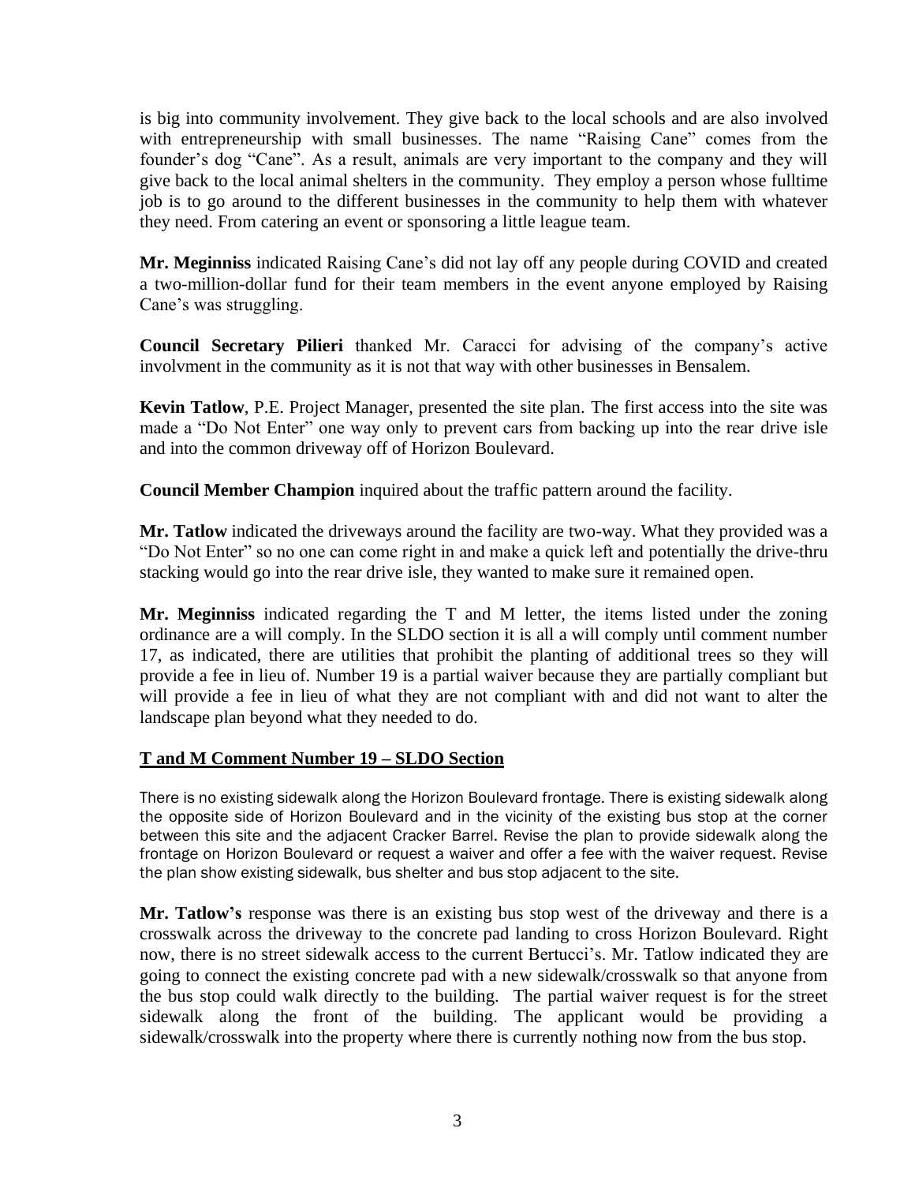is big into community involvement. They give back to the local schools and are also involved with entrepreneurship with small businesses. The name "Raising Cane" comes from the founder's dog "Cane". As a result, animals are very important to the company and they will give back to the local animal shelters in the community. They employ a person whose fulltime job is to go around to the different businesses in the community to help them with whatever they need. From catering an event or sponsoring a little league team.

**Mr. Meginniss** indicated Raising Cane's did not lay off any people during COVID and created a two-million-dollar fund for their team members in the event anyone employed by Raising Cane's was struggling.

**Council Secretary Pilieri** thanked Mr. Caracci for advising of the company's active involvment in the community as it is not that way with other businesses in Bensalem.

**Kevin Tatlow**, P.E. Project Manager, presented the site plan. The first access into the site was made a "Do Not Enter" one way only to prevent cars from backing up into the rear drive isle and into the common driveway off of Horizon Boulevard.

**Council Member Champion** inquired about the traffic pattern around the facility.

**Mr. Tatlow** indicated the driveways around the facility are two-way. What they provided was a "Do Not Enter" so no one can come right in and make a quick left and potentially the drive-thru stacking would go into the rear drive isle, they wanted to make sure it remained open.

**Mr. Meginniss** indicated regarding the T and M letter, the items listed under the zoning ordinance are a will comply. In the SLDO section it is all a will comply until comment number 17, as indicated, there are utilities that prohibit the planting of additional trees so they will provide a fee in lieu of. Number 19 is a partial waiver because they are partially compliant but will provide a fee in lieu of what they are not compliant with and did not want to alter the landscape plan beyond what they needed to do.

**<u>T and M Comment Number 19 – SLDO Section</u>**

There is no existing sidewalk along the Horizon Boulevard frontage. There is existing sidewalk along the opposite side of Horizon Boulevard and in the vicinity of the existing bus stop at the corner between this site and the adjacent Cracker Barrel. Revise the plan to provide sidewalk along the frontage on Horizon Boulevard or request a waiver and offer a fee with the waiver request. Revise the plan show existing sidewalk, bus shelter and bus stop adjacent to the site.

**Mr. Tatlow's** response was there is an existing bus stop west of the driveway and there is a crosswalk across the driveway to the concrete pad landing to cross Horizon Boulevard. Right now, there is no street sidewalk access to the current Bertucci's. Mr. Tatlow indicated they are going to connect the existing concrete pad with a new sidewalk/crosswalk so that anyone from the bus stop could walk directly to the building. The partial waiver request is for the street sidewalk along the front of the building. The applicant would be providing a sidewalk/crosswalk into the property where there is currently nothing now from the bus stop.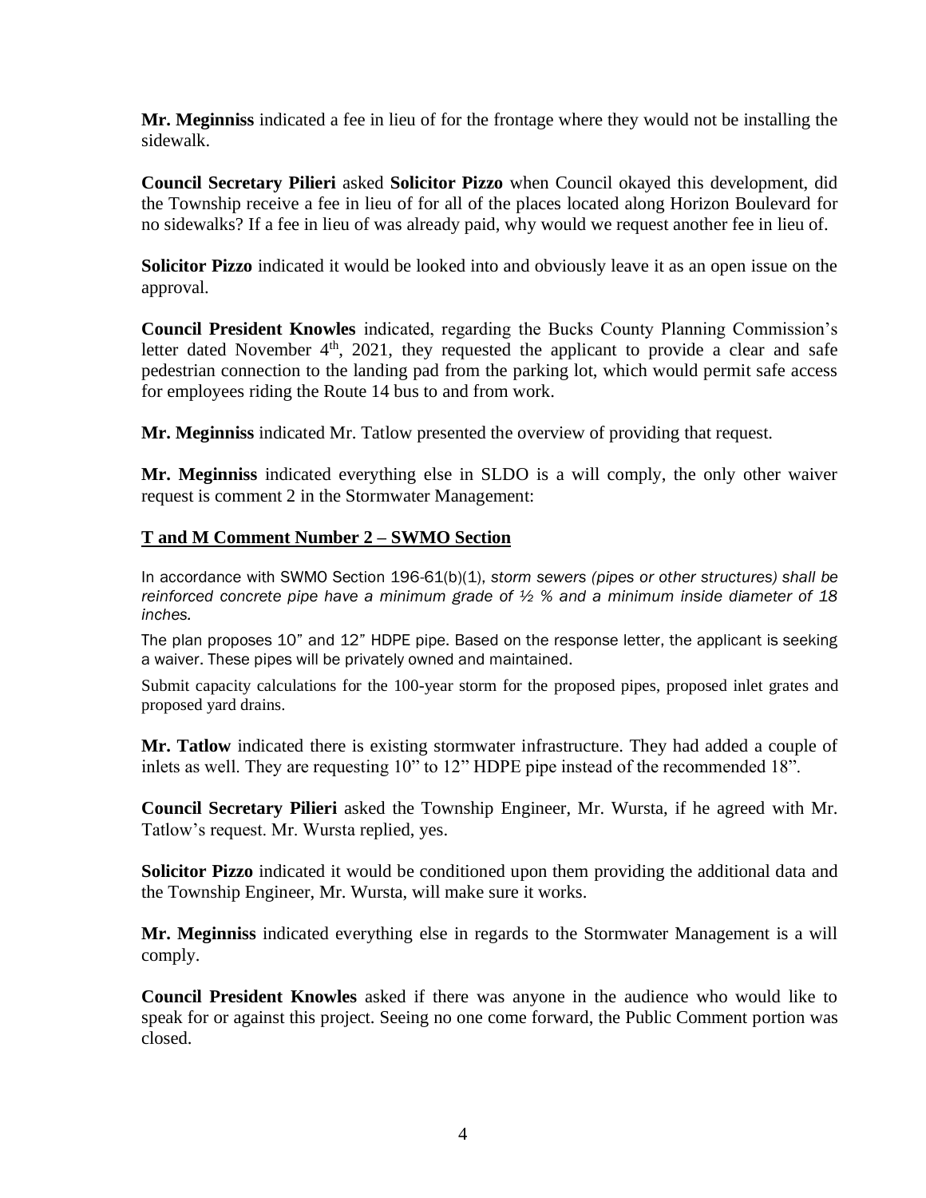**Mr. Meginniss** indicated a fee in lieu of for the frontage where they would not be installing the sidewalk.

**Council Secretary Pilieri** asked **Solicitor Pizzo** when Council okayed this development, did the Township receive a fee in lieu of for all of the places located along Horizon Boulevard for no sidewalks? If a fee in lieu of was already paid, why would we request another fee in lieu of.

**Solicitor Pizzo** indicated it would be looked into and obviously leave it as an open issue on the approval.

**Council President Knowles** indicated, regarding the Bucks County Planning Commission's letter dated November 4th, 2021, they requested the applicant to provide a clear and safe pedestrian connection to the landing pad from the parking lot, which would permit safe access for employees riding the Route 14 bus to and from work.

**Mr. Meginniss** indicated Mr. Tatlow presented the overview of providing that request.

**Mr. Meginniss** indicated everything else in SLDO is a will comply, the only other waiver request is comment 2 in the Stormwater Management:

**T and M Comment Number 2 – SWMO Section**

In accordance with SWMO Section 196-61(b)(1), *storm sewers (pipes or other structures) shall be reinforced concrete pipe have a minimum grade of ½ % and a minimum inside diameter of 18 inches.*

The plan proposes 10" and 12" HDPE pipe. Based on the response letter, the applicant is seeking a waiver. These pipes will be privately owned and maintained.

Submit capacity calculations for the 100-year storm for the proposed pipes, proposed inlet grates and proposed yard drains.

**Mr. Tatlow** indicated there is existing stormwater infrastructure. They had added a couple of inlets as well. They are requesting 10" to 12" HDPE pipe instead of the recommended 18".

**Council Secretary Pilieri** asked the Township Engineer, Mr. Wursta, if he agreed with Mr. Tatlow's request. Mr. Wursta replied, yes.

**Solicitor Pizzo** indicated it would be conditioned upon them providing the additional data and the Township Engineer, Mr. Wursta, will make sure it works.

**Mr. Meginniss** indicated everything else in regards to the Stormwater Management is a will comply.

**Council President Knowles** asked if there was anyone in the audience who would like to speak for or against this project. Seeing no one come forward, the Public Comment portion was closed.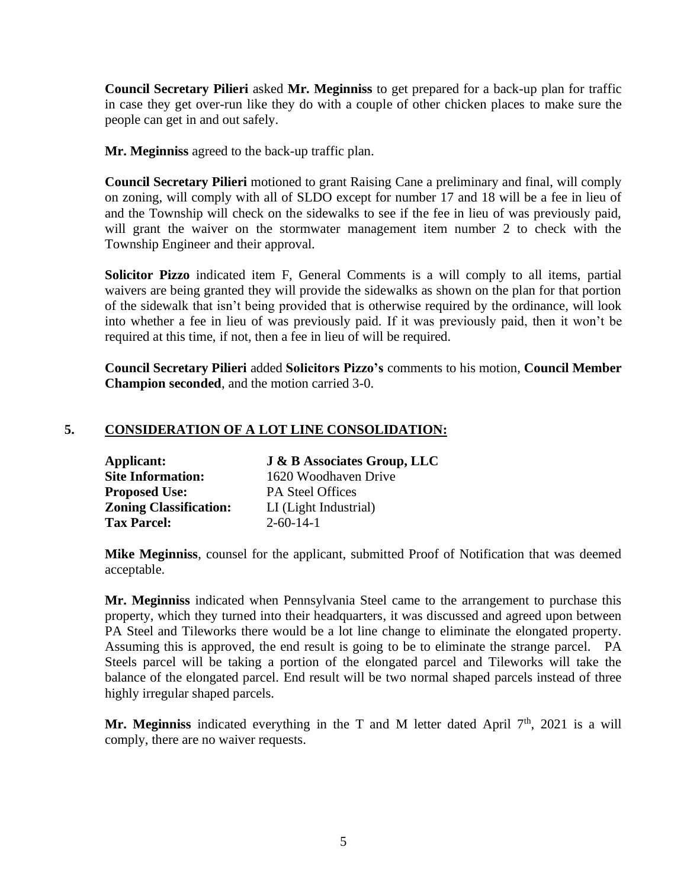**Council Secretary Pilieri** asked **Mr. Meginniss** to get prepared for a back-up plan for traffic in case they get over-run like they do with a couple of other chicken places to make sure the people can get in and out safely.

**Mr. Meginniss** agreed to the back-up traffic plan.

**Council Secretary Pilieri** motioned to grant Raising Cane a preliminary and final, will comply on zoning, will comply with all of SLDO except for number 17 and 18 will be a fee in lieu of and the Township will check on the sidewalks to see if the fee in lieu of was previously paid, will grant the waiver on the stormwater management item number 2 to check with the Township Engineer and their approval.

**Solicitor Pizzo** indicated item F, General Comments is a will comply to all items, partial waivers are being granted they will provide the sidewalks as shown on the plan for that portion of the sidewalk that isn't being provided that is otherwise required by the ordinance, will look into whether a fee in lieu of was previously paid. If it was previously paid, then it won't be required at this time, if not, then a fee in lieu of will be required.

**Council Secretary Pilieri** added **Solicitors Pizzo's** comments to his motion, **Council Member Champion seconded**, and the motion carried 3-0.

## 5. CONSIDERATION OF A LOT LINE CONSOLIDATION:

| | |
|---|---|
| **Applicant:** | **J & B Associates Group, LLC** |
| **Site Information:** | 1620 Woodhaven Drive |
| **Proposed Use:** | PA Steel Offices |
| **Zoning Classification:** | LI (Light Industrial) |
| **Tax Parcel:** | 2-60-14-1 |

**Mike Meginniss**, counsel for the applicant, submitted Proof of Notification that was deemed acceptable.

**Mr. Meginniss** indicated when Pennsylvania Steel came to the arrangement to purchase this property, which they turned into their headquarters, it was discussed and agreed upon between PA Steel and Tileworks there would be a lot line change to eliminate the elongated property. Assuming this is approved, the end result is going to be to eliminate the strange parcel. PA Steels parcel will be taking a portion of the elongated parcel and Tileworks will take the balance of the elongated parcel. End result will be two normal shaped parcels instead of three highly irregular shaped parcels.

**Mr. Meginniss** indicated everything in the T and M letter dated April 7th, 2021 is a will comply, there are no waiver requests.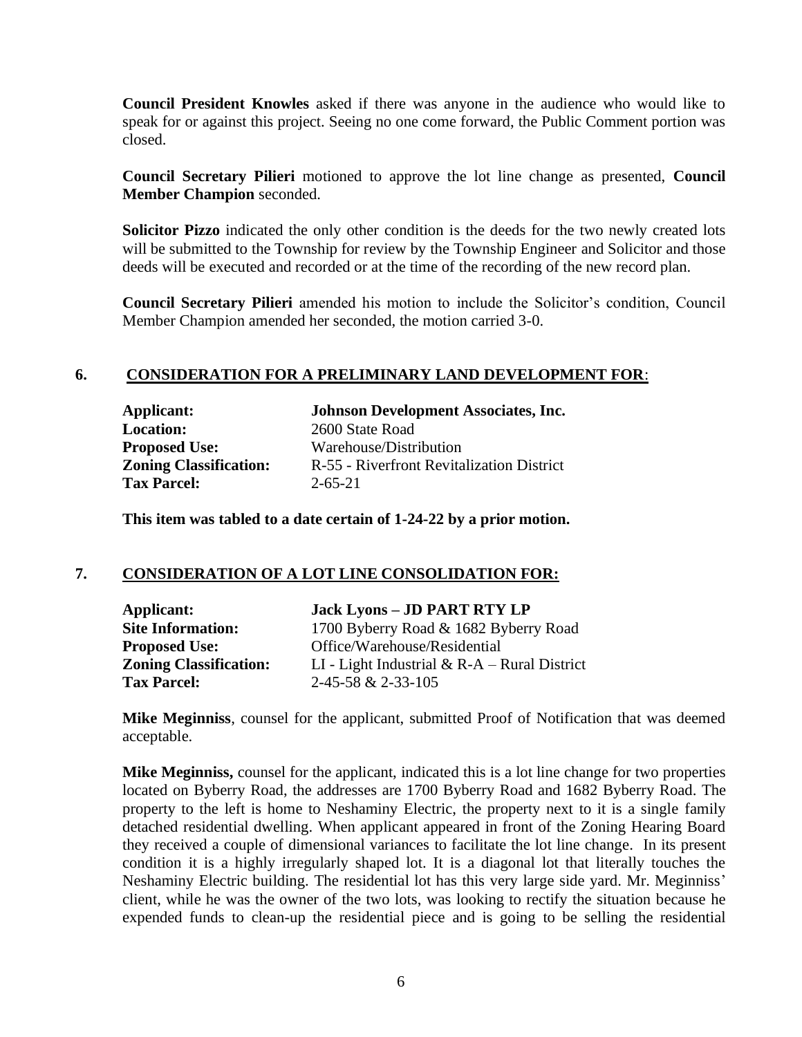**Council President Knowles** asked if there was anyone in the audience who would like to speak for or against this project. Seeing no one come forward, the Public Comment portion was closed.

**Council Secretary Pilieri** motioned to approve the lot line change as presented, **Council Member Champion** seconded.

**Solicitor Pizzo** indicated the only other condition is the deeds for the two newly created lots will be submitted to the Township for review by the Township Engineer and Solicitor and those deeds will be executed and recorded or at the time of the recording of the new record plan.

**Council Secretary Pilieri** amended his motion to include the Solicitor's condition, Council Member Champion amended her seconded, the motion carried 3-0.

## 6. CONSIDERATION FOR A PRELIMINARY LAND DEVELOPMENT FOR:

| | |
|---|---|
| **Applicant:** | **Johnson Development Associates, Inc.** |
| **Location:** | 2600 State Road |
| **Proposed Use:** | Warehouse/Distribution |
| **Zoning Classification:** | R-55 - Riverfront Revitalization District |
| **Tax Parcel:** | 2-65-21 |

**This item was tabled to a date certain of 1-24-22 by a prior motion.**

## 7. CONSIDERATION OF A LOT LINE CONSOLIDATION FOR:

| | |
|---|---|
| **Applicant:** | **Jack Lyons – JD PART RTY LP** |
| **Site Information:** | 1700 Byberry Road & 1682 Byberry Road |
| **Proposed Use:** | Office/Warehouse/Residential |
| **Zoning Classification:** | LI - Light Industrial & R-A – Rural District |
| **Tax Parcel:** | 2-45-58 & 2-33-105 |

**Mike Meginniss**, counsel for the applicant, submitted Proof of Notification that was deemed acceptable.

**Mike Meginniss,** counsel for the applicant, indicated this is a lot line change for two properties located on Byberry Road, the addresses are 1700 Byberry Road and 1682 Byberry Road. The property to the left is home to Neshaminy Electric, the property next to it is a single family detached residential dwelling. When applicant appeared in front of the Zoning Hearing Board they received a couple of dimensional variances to facilitate the lot line change. In its present condition it is a highly irregularly shaped lot. It is a diagonal lot that literally touches the Neshaminy Electric building. The residential lot has this very large side yard. Mr. Meginniss' client, while he was the owner of the two lots, was looking to rectify the situation because he expended funds to clean-up the residential piece and is going to be selling the residential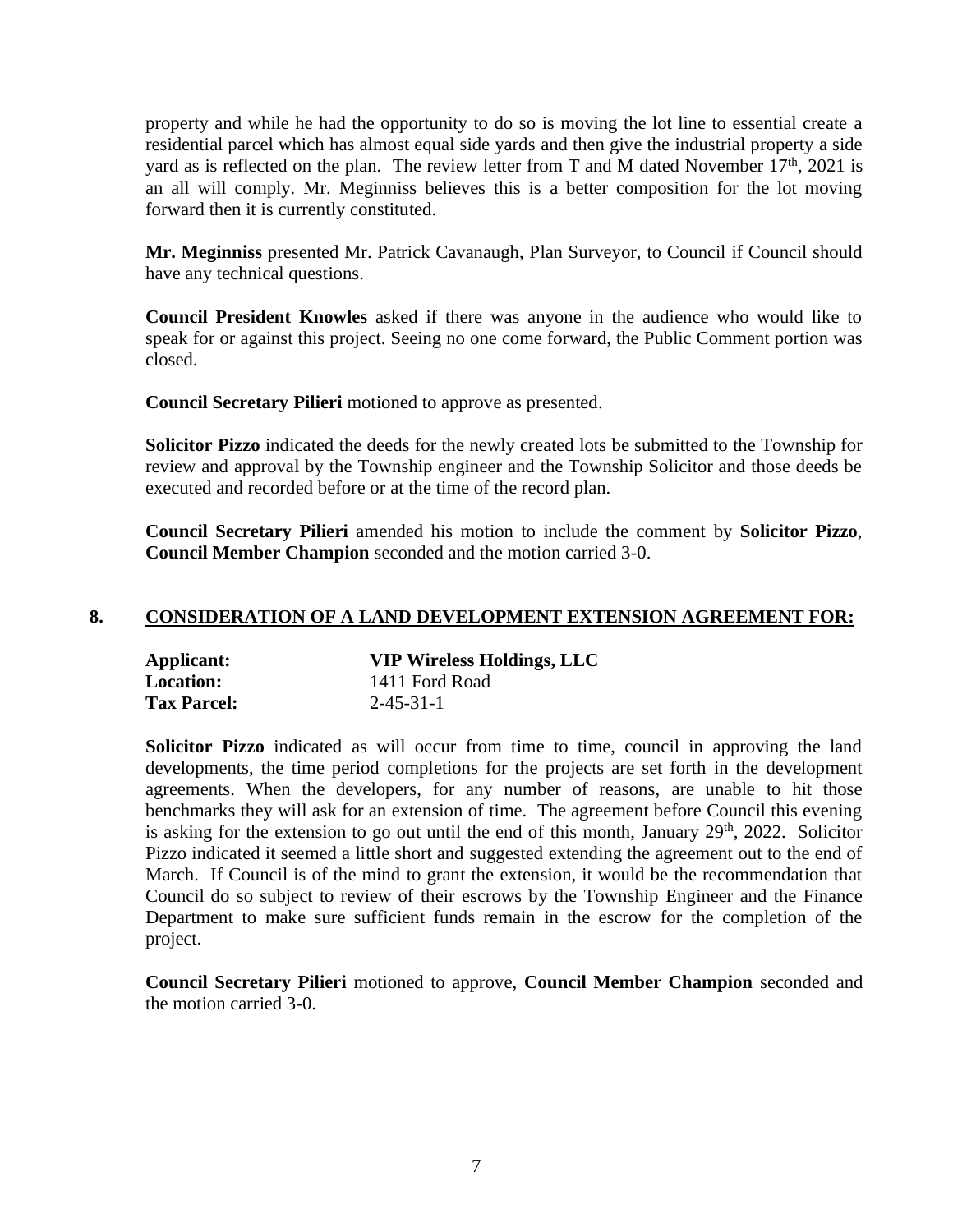property and while he had the opportunity to do so is moving the lot line to essential create a residential parcel which has almost equal side yards and then give the industrial property a side yard as is reflected on the plan. The review letter from T and M dated November 17th, 2021 is an all will comply. Mr. Meginniss believes this is a better composition for the lot moving forward then it is currently constituted.

**Mr. Meginniss** presented Mr. Patrick Cavanaugh, Plan Surveyor, to Council if Council should have any technical questions.

**Council President Knowles** asked if there was anyone in the audience who would like to speak for or against this project. Seeing no one come forward, the Public Comment portion was closed.

**Council Secretary Pilieri** motioned to approve as presented.

**Solicitor Pizzo** indicated the deeds for the newly created lots be submitted to the Township for review and approval by the Township engineer and the Township Solicitor and those deeds be executed and recorded before or at the time of the record plan.

**Council Secretary Pilieri** amended his motion to include the comment by **Solicitor Pizzo**, **Council Member Champion** seconded and the motion carried 3-0.

## 8. CONSIDERATION OF A LAND DEVELOPMENT EXTENSION AGREEMENT FOR:

| | |
|---|---|
| **Applicant:** | **VIP Wireless Holdings, LLC** |
| **Location:** | 1411 Ford Road |
| **Tax Parcel:** | 2-45-31-1 |

**Solicitor Pizzo** indicated as will occur from time to time, council in approving the land developments, the time period completions for the projects are set forth in the development agreements. When the developers, for any number of reasons, are unable to hit those benchmarks they will ask for an extension of time. The agreement before Council this evening is asking for the extension to go out until the end of this month, January 29th, 2022. Solicitor Pizzo indicated it seemed a little short and suggested extending the agreement out to the end of March. If Council is of the mind to grant the extension, it would be the recommendation that Council do so subject to review of their escrows by the Township Engineer and the Finance Department to make sure sufficient funds remain in the escrow for the completion of the project.

**Council Secretary Pilieri** motioned to approve, **Council Member Champion** seconded and the motion carried 3-0.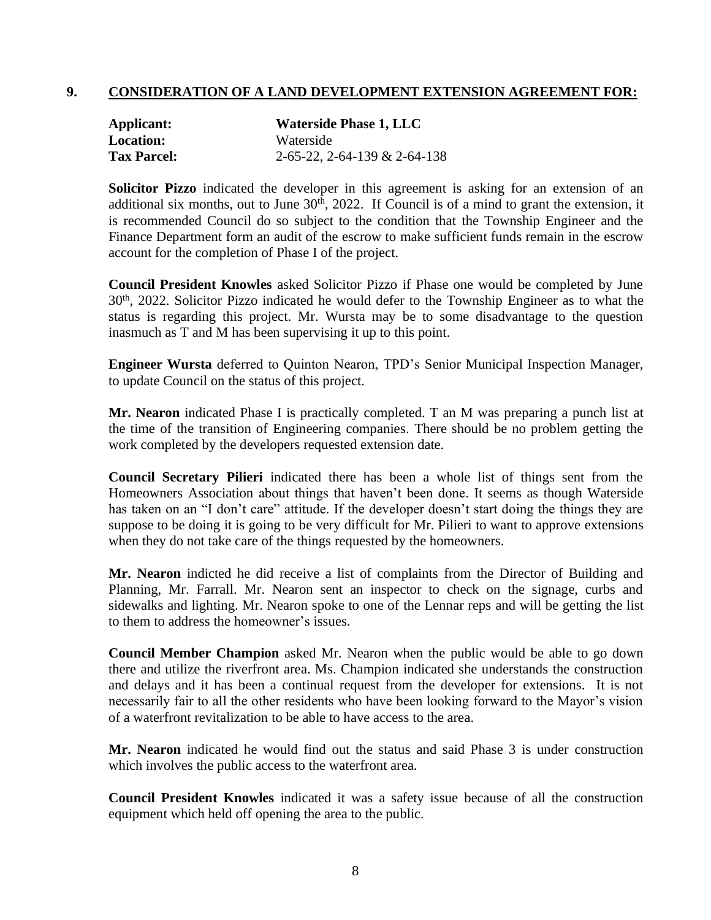## 9. CONSIDERATION OF A LAND DEVELOPMENT EXTENSION AGREEMENT FOR:

**Applicant:** **Waterside Phase 1, LLC**
**Location:** Waterside
**Tax Parcel:** 2-65-22, 2-64-139 & 2-64-138

**Solicitor Pizzo** indicated the developer in this agreement is asking for an extension of an additional six months, out to June 30th, 2022. If Council is of a mind to grant the extension, it is recommended Council do so subject to the condition that the Township Engineer and the Finance Department form an audit of the escrow to make sufficient funds remain in the escrow account for the completion of Phase I of the project.

**Council President Knowles** asked Solicitor Pizzo if Phase one would be completed by June 30th, 2022. Solicitor Pizzo indicated he would defer to the Township Engineer as to what the status is regarding this project. Mr. Wursta may be to some disadvantage to the question inasmuch as T and M has been supervising it up to this point.

**Engineer Wursta** deferred to Quinton Nearon, TPD's Senior Municipal Inspection Manager, to update Council on the status of this project.

**Mr. Nearon** indicated Phase I is practically completed. T an M was preparing a punch list at the time of the transition of Engineering companies. There should be no problem getting the work completed by the developers requested extension date.

**Council Secretary Pilieri** indicated there has been a whole list of things sent from the Homeowners Association about things that haven't been done. It seems as though Waterside has taken on an "I don't care" attitude. If the developer doesn't start doing the things they are suppose to be doing it is going to be very difficult for Mr. Pilieri to want to approve extensions when they do not take care of the things requested by the homeowners.

**Mr. Nearon** indicted he did receive a list of complaints from the Director of Building and Planning, Mr. Farrall. Mr. Nearon sent an inspector to check on the signage, curbs and sidewalks and lighting. Mr. Nearon spoke to one of the Lennar reps and will be getting the list to them to address the homeowner's issues.

**Council Member Champion** asked Mr. Nearon when the public would be able to go down there and utilize the riverfront area. Ms. Champion indicated she understands the construction and delays and it has been a continual request from the developer for extensions. It is not necessarily fair to all the other residents who have been looking forward to the Mayor's vision of a waterfront revitalization to be able to have access to the area.

**Mr. Nearon** indicated he would find out the status and said Phase 3 is under construction which involves the public access to the waterfront area.

**Council President Knowles** indicated it was a safety issue because of all the construction equipment which held off opening the area to the public.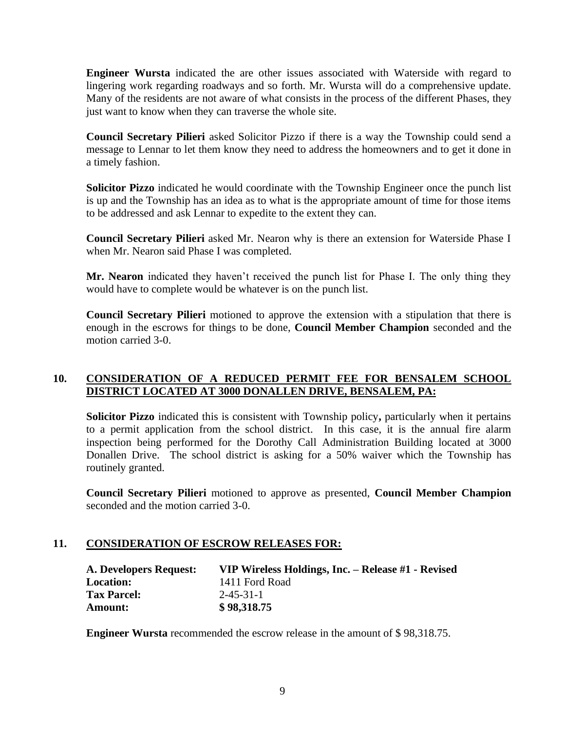**Engineer Wursta** indicated the are other issues associated with Waterside with regard to lingering work regarding roadways and so forth. Mr. Wursta will do a comprehensive update. Many of the residents are not aware of what consists in the process of the different Phases, they just want to know when they can traverse the whole site.

**Council Secretary Pilieri** asked Solicitor Pizzo if there is a way the Township could send a message to Lennar to let them know they need to address the homeowners and to get it done in a timely fashion.

**Solicitor Pizzo** indicated he would coordinate with the Township Engineer once the punch list is up and the Township has an idea as to what is the appropriate amount of time for those items to be addressed and ask Lennar to expedite to the extent they can.

**Council Secretary Pilieri** asked Mr. Nearon why is there an extension for Waterside Phase I when Mr. Nearon said Phase I was completed.

**Mr. Nearon** indicated they haven't received the punch list for Phase I. The only thing they would have to complete would be whatever is on the punch list.

**Council Secretary Pilieri** motioned to approve the extension with a stipulation that there is enough in the escrows for things to be done, **Council Member Champion** seconded and the motion carried 3-0.

## 10. CONSIDERATION OF A REDUCED PERMIT FEE FOR BENSALEM SCHOOL DISTRICT LOCATED AT 3000 DONALLEN DRIVE, BENSALEM, PA:

**Solicitor Pizzo** indicated this is consistent with Township policy**,** particularly when it pertains to a permit application from the school district. In this case, it is the annual fire alarm inspection being performed for the Dorothy Call Administration Building located at 3000 Donallen Drive. The school district is asking for a 50% waiver which the Township has routinely granted.

**Council Secretary Pilieri** motioned to approve as presented, **Council Member Champion** seconded and the motion carried 3-0.

## 11. CONSIDERATION OF ESCROW RELEASES FOR:

**A. Developers Request:** **VIP Wireless Holdings, Inc. – Release #1 - Revised**
**Location:** 1411 Ford Road
**Tax Parcel:** 2-45-31-1
**Amount:** **$ 98,318.75**

**Engineer Wursta** recommended the escrow release in the amount of $ 98,318.75.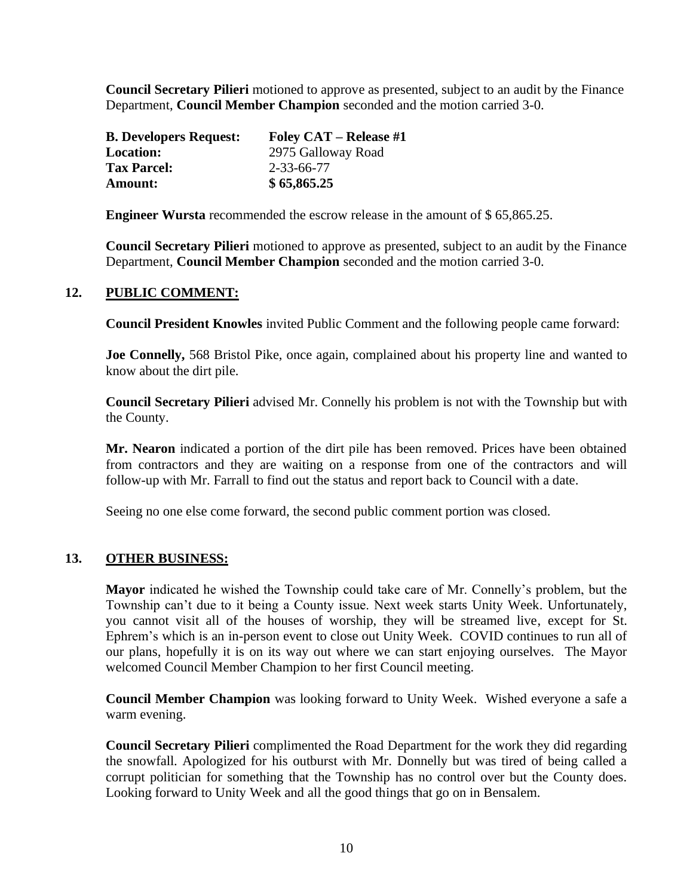**Council Secretary Pilieri** motioned to approve as presented, subject to an audit by the Finance Department, **Council Member Champion** seconded and the motion carried 3-0.

| | |
|---|---|
| **B. Developers Request:** | **Foley CAT – Release #1** |
| **Location:** | 2975 Galloway Road |
| **Tax Parcel:** | 2-33-66-77 |
| **Amount:** | **$ 65,865.25** |

**Engineer Wursta** recommended the escrow release in the amount of $ 65,865.25.

**Council Secretary Pilieri** motioned to approve as presented, subject to an audit by the Finance Department, **Council Member Champion** seconded and the motion carried 3-0.

## 12. PUBLIC COMMENT:

**Council President Knowles** invited Public Comment and the following people came forward:

**Joe Connelly,** 568 Bristol Pike, once again, complained about his property line and wanted to know about the dirt pile.

**Council Secretary Pilieri** advised Mr. Connelly his problem is not with the Township but with the County.

**Mr. Nearon** indicated a portion of the dirt pile has been removed. Prices have been obtained from contractors and they are waiting on a response from one of the contractors and will follow-up with Mr. Farrall to find out the status and report back to Council with a date.

Seeing no one else come forward, the second public comment portion was closed.

## 13. OTHER BUSINESS:

**Mayor** indicated he wished the Township could take care of Mr. Connelly's problem, but the Township can't due to it being a County issue. Next week starts Unity Week. Unfortunately, you cannot visit all of the houses of worship, they will be streamed live, except for St. Ephrem's which is an in-person event to close out Unity Week. COVID continues to run all of our plans, hopefully it is on its way out where we can start enjoying ourselves. The Mayor welcomed Council Member Champion to her first Council meeting.

**Council Member Champion** was looking forward to Unity Week. Wished everyone a safe a warm evening.

**Council Secretary Pilieri** complimented the Road Department for the work they did regarding the snowfall. Apologized for his outburst with Mr. Donnelly but was tired of being called a corrupt politician for something that the Township has no control over but the County does. Looking forward to Unity Week and all the good things that go on in Bensalem.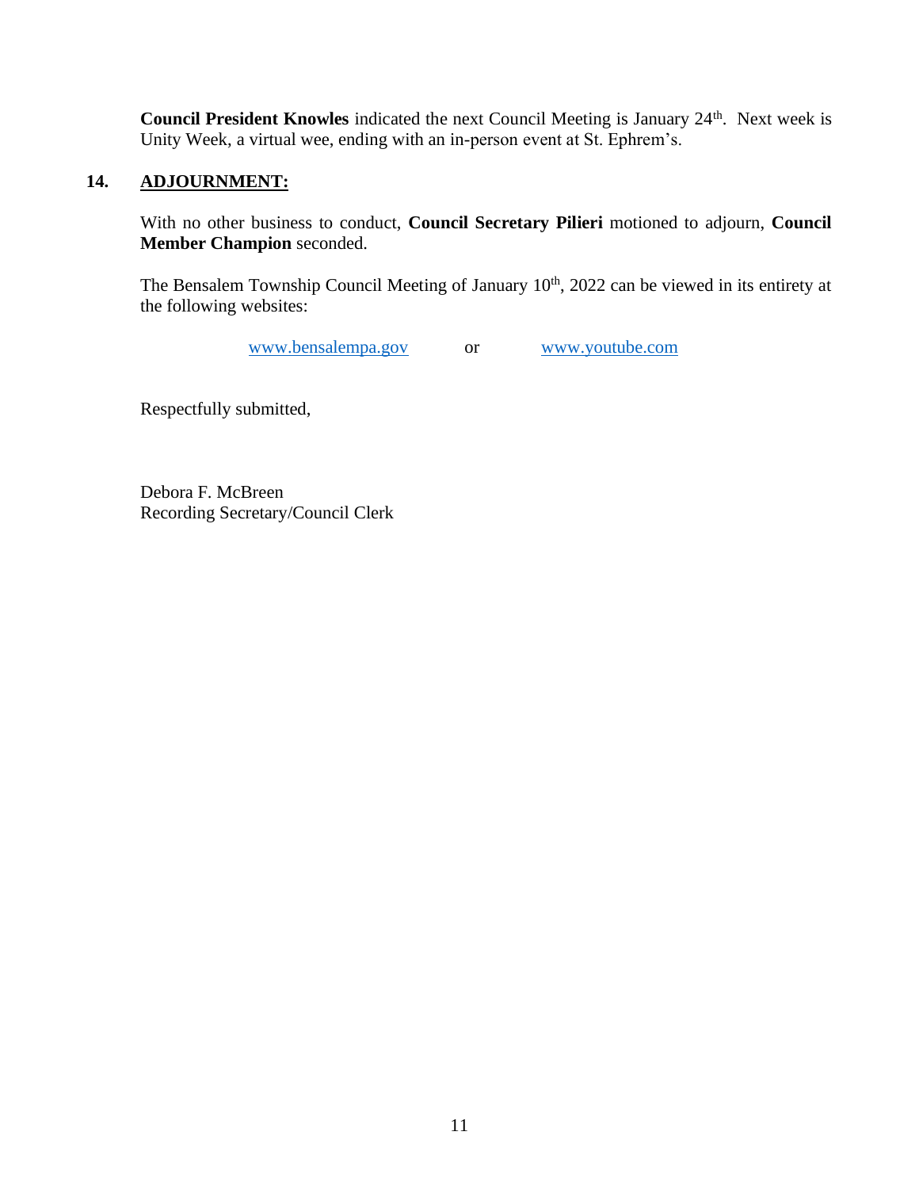**Council President Knowles** indicated the next Council Meeting is January 24th. Next week is Unity Week, a virtual wee, ending with an in-person event at St. Ephrem's.

## 14. ADJOURNMENT:

With no other business to conduct, **Council Secretary Pilieri** motioned to adjourn, **Council Member Champion** seconded.

The Bensalem Township Council Meeting of January 10th, 2022 can be viewed in its entirety at the following websites:

www.bensalempa.gov or www.youtube.com

Respectfully submitted,

Debora F. McBreen
Recording Secretary/Council Clerk